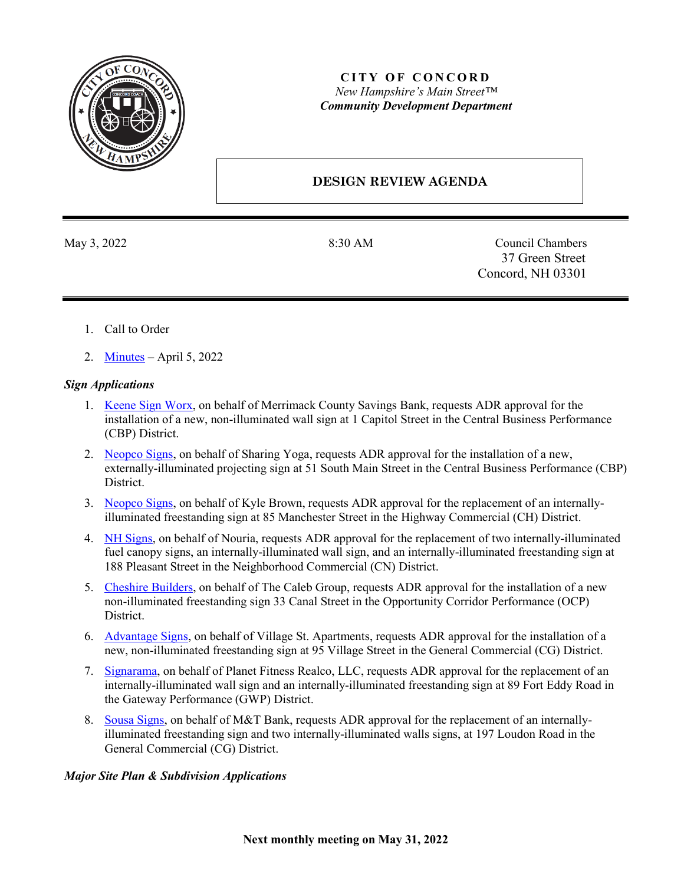**CITY OF CONCORD**

*New Hampshire's Main Street™*

***Community Development Department***

# DESIGN REVIEW AGENDA

May 3, 2022 | 8:30 AM | Council Chambers, 37 Green Street, Concord, NH 03301

1. Call to Order
2. Minutes – April 5, 2022

***Sign Applications***

1. Keene Sign Worx, on behalf of Merrimack County Savings Bank, requests ADR approval for the installation of a new, non-illuminated wall sign at 1 Capitol Street in the Central Business Performance (CBP) District.
2. Neopco Signs, on behalf of Sharing Yoga, requests ADR approval for the installation of a new, externally-illuminated projecting sign at 51 South Main Street in the Central Business Performance (CBP) District.
3. Neopco Signs, on behalf of Kyle Brown, requests ADR approval for the replacement of an internally-illuminated freestanding sign at 85 Manchester Street in the Highway Commercial (CH) District.
4. NH Signs, on behalf of Nouria, requests ADR approval for the replacement of two internally-illuminated fuel canopy signs, an internally-illuminated wall sign, and an internally-illuminated freestanding sign at 188 Pleasant Street in the Neighborhood Commercial (CN) District.
5. Cheshire Builders, on behalf of The Caleb Group, requests ADR approval for the installation of a new non-illuminated freestanding sign 33 Canal Street in the Opportunity Corridor Performance (OCP) District.
6. Advantage Signs, on behalf of Village St. Apartments, requests ADR approval for the installation of a new, non-illuminated freestanding sign at 95 Village Street in the General Commercial (CG) District.
7. Signarama, on behalf of Planet Fitness Realco, LLC, requests ADR approval for the replacement of an internally-illuminated wall sign and an internally-illuminated freestanding sign at 89 Fort Eddy Road in the Gateway Performance (GWP) District.
8. Sousa Signs, on behalf of M&T Bank, requests ADR approval for the replacement of an internally-illuminated freestanding sign and two internally-illuminated walls signs, at 197 Loudon Road in the General Commercial (CG) District.

***Major Site Plan & Subdivision Applications***

**Next monthly meeting on May 31, 2022**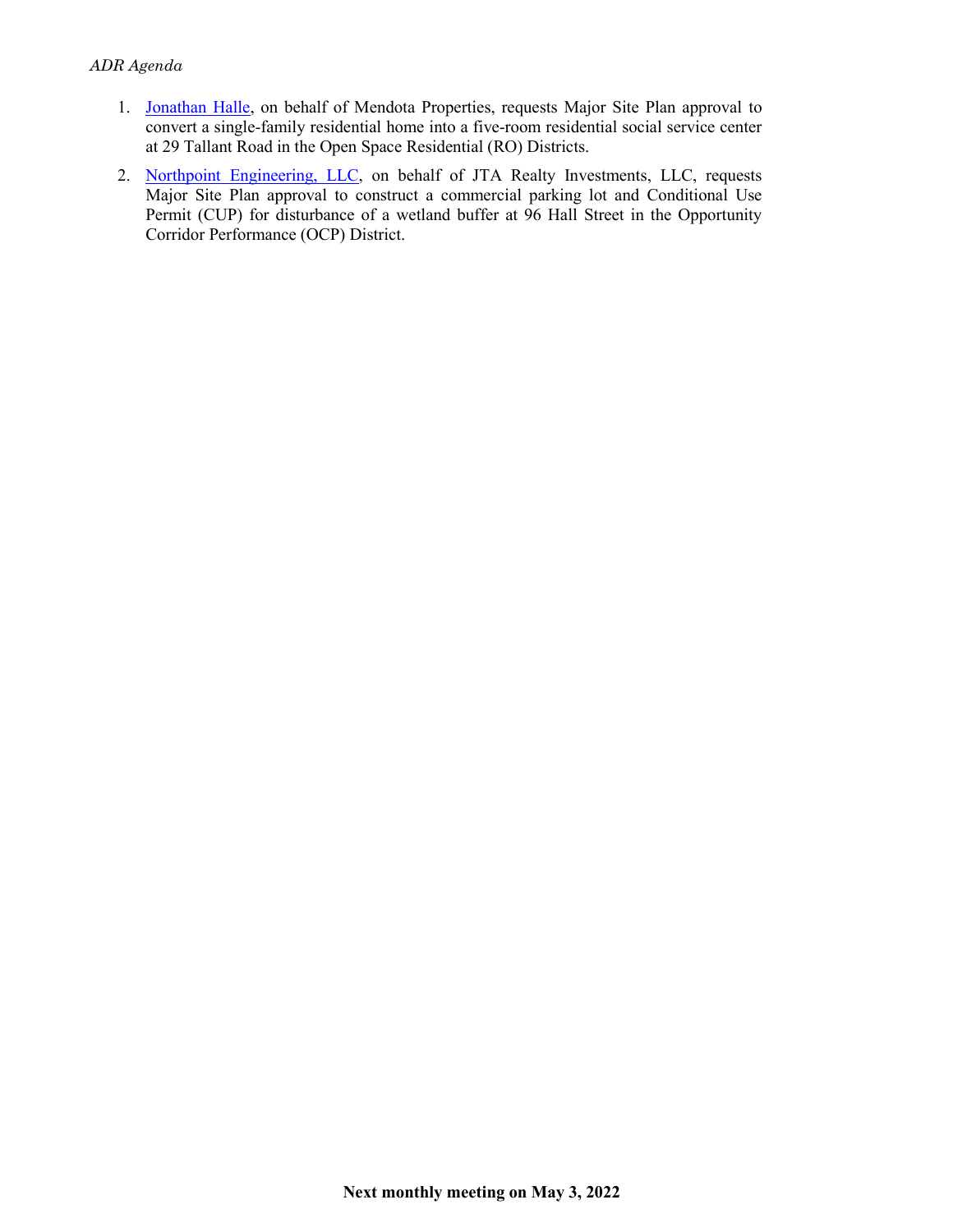1. Jonathan Halle, on behalf of Mendota Properties, requests Major Site Plan approval to convert a single-family residential home into a five-room residential social service center at 29 Tallant Road in the Open Space Residential (RO) Districts.

2. Northpoint Engineering, LLC, on behalf of JTA Realty Investments, LLC, requests Major Site Plan approval to construct a commercial parking lot and Conditional Use Permit (CUP) for disturbance of a wetland buffer at 96 Hall Street in the Opportunity Corridor Performance (OCP) District.

**Next monthly meeting on May 3, 2022**